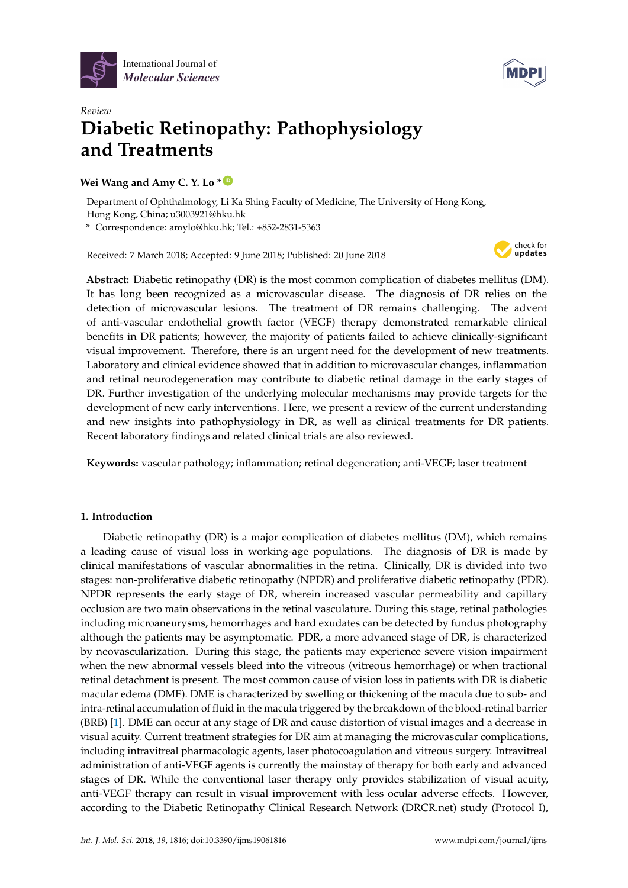International Journal of *Molecular Sciences*

*Review*

# Diabetic Retinopathy: Pathophysiology and Treatments

**Wei Wang and Amy C. Y. Lo ***

Department of Ophthalmology, Li Ka Shing Faculty of Medicine, The University of Hong Kong, Hong Kong, China; u3003921@hku.hk

* Correspondence: amylo@hku.hk; Tel.: +852-2831-5363

Received: 7 March 2018; Accepted: 9 June 2018; Published: 20 June 2018

**Abstract:** Diabetic retinopathy (DR) is the most common complication of diabetes mellitus (DM). It has long been recognized as a microvascular disease. The diagnosis of DR relies on the detection of microvascular lesions. The treatment of DR remains challenging. The advent of anti-vascular endothelial growth factor (VEGF) therapy demonstrated remarkable clinical benefits in DR patients; however, the majority of patients failed to achieve clinically-significant visual improvement. Therefore, there is an urgent need for the development of new treatments. Laboratory and clinical evidence showed that in addition to microvascular changes, inflammation and retinal neurodegeneration may contribute to diabetic retinal damage in the early stages of DR. Further investigation of the underlying molecular mechanisms may provide targets for the development of new early interventions. Here, we present a review of the current understanding and new insights into pathophysiology in DR, as well as clinical treatments for DR patients. Recent laboratory findings and related clinical trials are also reviewed.

**Keywords:** vascular pathology; inflammation; retinal degeneration; anti-VEGF; laser treatment

## 1. Introduction

Diabetic retinopathy (DR) is a major complication of diabetes mellitus (DM), which remains a leading cause of visual loss in working-age populations. The diagnosis of DR is made by clinical manifestations of vascular abnormalities in the retina. Clinically, DR is divided into two stages: non-proliferative diabetic retinopathy (NPDR) and proliferative diabetic retinopathy (PDR). NPDR represents the early stage of DR, wherein increased vascular permeability and capillary occlusion are two main observations in the retinal vasculature. During this stage, retinal pathologies including microaneurysms, hemorrhages and hard exudates can be detected by fundus photography although the patients may be asymptomatic. PDR, a more advanced stage of DR, is characterized by neovascularization. During this stage, the patients may experience severe vision impairment when the new abnormal vessels bleed into the vitreous (vitreous hemorrhage) or when tractional retinal detachment is present. The most common cause of vision loss in patients with DR is diabetic macular edema (DME). DME is characterized by swelling or thickening of the macula due to sub- and intra-retinal accumulation of fluid in the macula triggered by the breakdown of the blood-retinal barrier (BRB) [1]. DME can occur at any stage of DR and cause distortion of visual images and a decrease in visual acuity. Current treatment strategies for DR aim at managing the microvascular complications, including intravitreal pharmacologic agents, laser photocoagulation and vitreous surgery. Intravitreal administration of anti-VEGF agents is currently the mainstay of therapy for both early and advanced stages of DR. While the conventional laser therapy only provides stabilization of visual acuity, anti-VEGF therapy can result in visual improvement with less ocular adverse effects. However, according to the Diabetic Retinopathy Clinical Research Network (DRCR.net) study (Protocol I),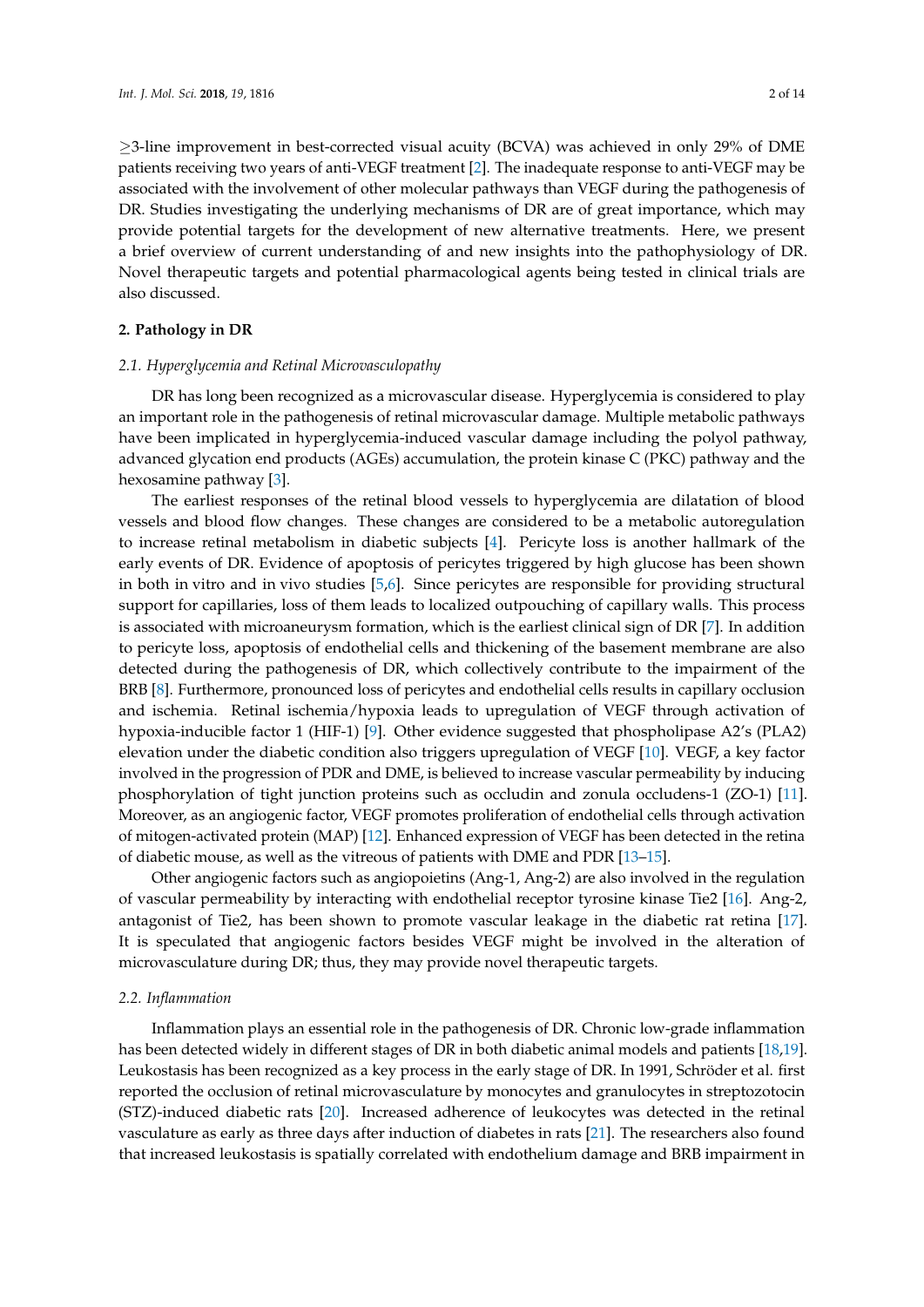≥3-line improvement in best-corrected visual acuity (BCVA) was achieved in only 29% of DME patients receiving two years of anti-VEGF treatment [2]. The inadequate response to anti-VEGF may be associated with the involvement of other molecular pathways than VEGF during the pathogenesis of DR. Studies investigating the underlying mechanisms of DR are of great importance, which may provide potential targets for the development of new alternative treatments. Here, we present a brief overview of current understanding of and new insights into the pathophysiology of DR. Novel therapeutic targets and potential pharmacological agents being tested in clinical trials are also discussed.

## 2. Pathology in DR

### *2.1. Hyperglycemia and Retinal Microvasculopathy*

DR has long been recognized as a microvascular disease. Hyperglycemia is considered to play an important role in the pathogenesis of retinal microvascular damage. Multiple metabolic pathways have been implicated in hyperglycemia-induced vascular damage including the polyol pathway, advanced glycation end products (AGEs) accumulation, the protein kinase C (PKC) pathway and the hexosamine pathway [3].

The earliest responses of the retinal blood vessels to hyperglycemia are dilatation of blood vessels and blood flow changes. These changes are considered to be a metabolic autoregulation to increase retinal metabolism in diabetic subjects [4]. Pericyte loss is another hallmark of the early events of DR. Evidence of apoptosis of pericytes triggered by high glucose has been shown in both in vitro and in vivo studies [5,6]. Since pericytes are responsible for providing structural support for capillaries, loss of them leads to localized outpouching of capillary walls. This process is associated with microaneurysm formation, which is the earliest clinical sign of DR [7]. In addition to pericyte loss, apoptosis of endothelial cells and thickening of the basement membrane are also detected during the pathogenesis of DR, which collectively contribute to the impairment of the BRB [8]. Furthermore, pronounced loss of pericytes and endothelial cells results in capillary occlusion and ischemia. Retinal ischemia/hypoxia leads to upregulation of VEGF through activation of hypoxia-inducible factor 1 (HIF-1) [9]. Other evidence suggested that phospholipase A2's (PLA2) elevation under the diabetic condition also triggers upregulation of VEGF [10]. VEGF, a key factor involved in the progression of PDR and DME, is believed to increase vascular permeability by inducing phosphorylation of tight junction proteins such as occludin and zonula occludens-1 (ZO-1) [11]. Moreover, as an angiogenic factor, VEGF promotes proliferation of endothelial cells through activation of mitogen-activated protein (MAP) [12]. Enhanced expression of VEGF has been detected in the retina of diabetic mouse, as well as the vitreous of patients with DME and PDR [13–15].

Other angiogenic factors such as angiopoietins (Ang-1, Ang-2) are also involved in the regulation of vascular permeability by interacting with endothelial receptor tyrosine kinase Tie2 [16]. Ang-2, antagonist of Tie2, has been shown to promote vascular leakage in the diabetic rat retina [17]. It is speculated that angiogenic factors besides VEGF might be involved in the alteration of microvasculature during DR; thus, they may provide novel therapeutic targets.

### *2.2. Inflammation*

Inflammation plays an essential role in the pathogenesis of DR. Chronic low-grade inflammation has been detected widely in different stages of DR in both diabetic animal models and patients [18,19]. Leukostasis has been recognized as a key process in the early stage of DR. In 1991, Schröder et al. first reported the occlusion of retinal microvasculature by monocytes and granulocytes in streptozotocin (STZ)-induced diabetic rats [20]. Increased adherence of leukocytes was detected in the retinal vasculature as early as three days after induction of diabetes in rats [21]. The researchers also found that increased leukostasis is spatially correlated with endothelium damage and BRB impairment in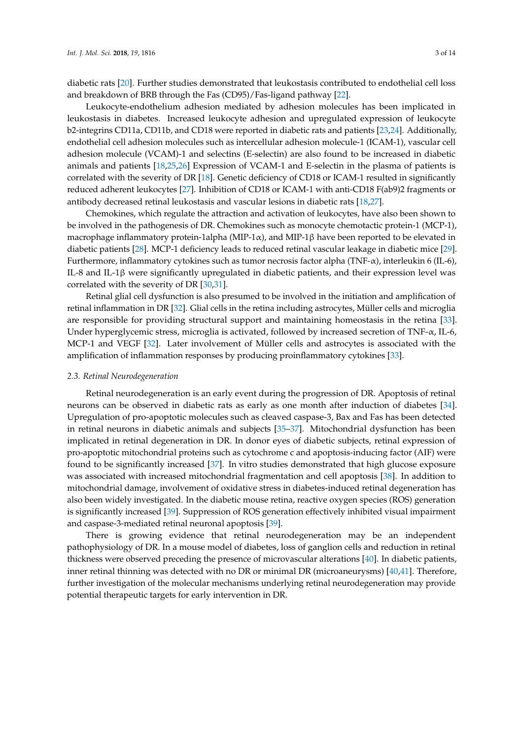diabetic rats [20]. Further studies demonstrated that leukostasis contributed to endothelial cell loss and breakdown of BRB through the Fas (CD95)/Fas-ligand pathway [22].

Leukocyte-endothelium adhesion mediated by adhesion molecules has been implicated in leukostasis in diabetes. Increased leukocyte adhesion and upregulated expression of leukocyte b2-integrins CD11a, CD11b, and CD18 were reported in diabetic rats and patients [23,24]. Additionally, endothelial cell adhesion molecules such as intercellular adhesion molecule-1 (ICAM-1), vascular cell adhesion molecule (VCAM)-1 and selectins (E-selectin) are also found to be increased in diabetic animals and patients [18,25,26] Expression of VCAM-1 and E-selectin in the plasma of patients is correlated with the severity of DR [18]. Genetic deficiency of CD18 or ICAM-1 resulted in significantly reduced adherent leukocytes [27]. Inhibition of CD18 or ICAM-1 with anti-CD18 F(ab9)2 fragments or antibody decreased retinal leukostasis and vascular lesions in diabetic rats [18,27].

Chemokines, which regulate the attraction and activation of leukocytes, have also been shown to be involved in the pathogenesis of DR. Chemokines such as monocyte chemotactic protein-1 (MCP-1), macrophage inflammatory protein-1alpha (MIP-1$\alpha$), and MIP-1$\beta$ have been reported to be elevated in diabetic patients [28]. MCP-1 deficiency leads to reduced retinal vascular leakage in diabetic mice [29]. Furthermore, inflammatory cytokines such as tumor necrosis factor alpha (TNF-$\alpha$), interleukin 6 (IL-6), IL-8 and IL-1$\beta$ were significantly upregulated in diabetic patients, and their expression level was correlated with the severity of DR [30,31].

Retinal glial cell dysfunction is also presumed to be involved in the initiation and amplification of retinal inflammation in DR [32]. Glial cells in the retina including astrocytes, Müller cells and microglia are responsible for providing structural support and maintaining homeostasis in the retina [33]. Under hyperglycemic stress, microglia is activated, followed by increased secretion of TNF-$\alpha$, IL-6, MCP-1 and VEGF [32]. Later involvement of Müller cells and astrocytes is associated with the amplification of inflammation responses by producing proinflammatory cytokines [33].

### *2.3. Retinal Neurodegeneration*

Retinal neurodegeneration is an early event during the progression of DR. Apoptosis of retinal neurons can be observed in diabetic rats as early as one month after induction of diabetes [34]. Upregulation of pro-apoptotic molecules such as cleaved caspase-3, Bax and Fas has been detected in retinal neurons in diabetic animals and subjects [35–37]. Mitochondrial dysfunction has been implicated in retinal degeneration in DR. In donor eyes of diabetic subjects, retinal expression of pro-apoptotic mitochondrial proteins such as cytochrome c and apoptosis-inducing factor (AIF) were found to be significantly increased [37]. In vitro studies demonstrated that high glucose exposure was associated with increased mitochondrial fragmentation and cell apoptosis [38]. In addition to mitochondrial damage, involvement of oxidative stress in diabetes-induced retinal degeneration has also been widely investigated. In the diabetic mouse retina, reactive oxygen species (ROS) generation is significantly increased [39]. Suppression of ROS generation effectively inhibited visual impairment and caspase-3-mediated retinal neuronal apoptosis [39].

There is growing evidence that retinal neurodegeneration may be an independent pathophysiology of DR. In a mouse model of diabetes, loss of ganglion cells and reduction in retinal thickness were observed preceding the presence of microvascular alterations [40]. In diabetic patients, inner retinal thinning was detected with no DR or minimal DR (microaneurysms) [40,41]. Therefore, further investigation of the molecular mechanisms underlying retinal neurodegeneration may provide potential therapeutic targets for early intervention in DR.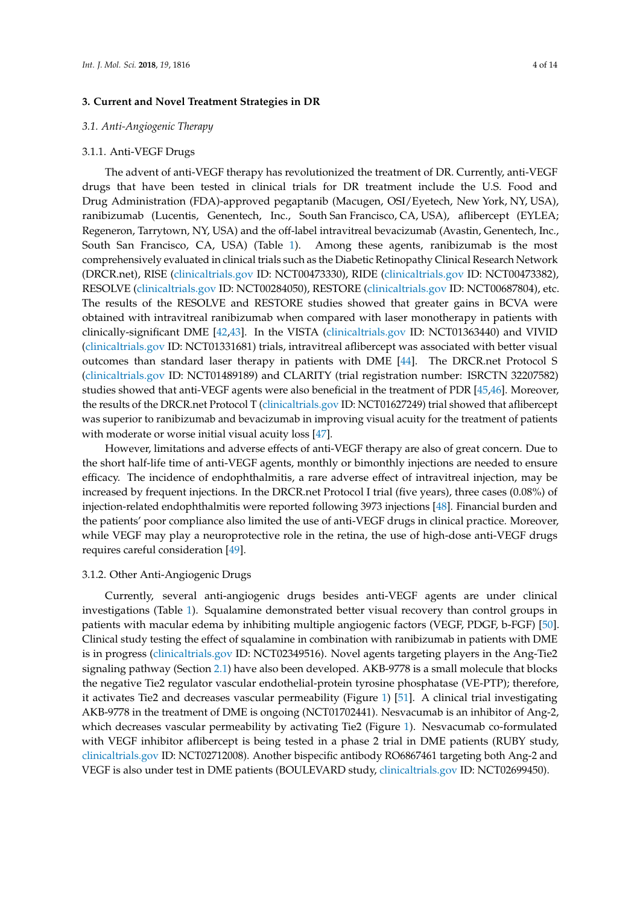## 3. Current and Novel Treatment Strategies in DR

### *3.1. Anti-Angiogenic Therapy*

#### 3.1.1. Anti-VEGF Drugs

The advent of anti-VEGF therapy has revolutionized the treatment of DR. Currently, anti-VEGF drugs that have been tested in clinical trials for DR treatment include the U.S. Food and Drug Administration (FDA)-approved pegaptanib (Macugen, OSI/Eyetech, New York, NY, USA), ranibizumab (Lucentis, Genentech, Inc., South San Francisco, CA, USA), aflibercept (EYLEA; Regeneron, Tarrytown, NY, USA) and the off-label intravitreal bevacizumab (Avastin, Genentech, Inc., South San Francisco, CA, USA) (Table 1). Among these agents, ranibizumab is the most comprehensively evaluated in clinical trials such as the Diabetic Retinopathy Clinical Research Network (DRCR.net), RISE (clinicaltrials.gov ID: NCT00473330), RIDE (clinicaltrials.gov ID: NCT00473382), RESOLVE (clinicaltrials.gov ID: NCT00284050), RESTORE (clinicaltrials.gov ID: NCT00687804), etc. The results of the RESOLVE and RESTORE studies showed that greater gains in BCVA were obtained with intravitreal ranibizumab when compared with laser monotherapy in patients with clinically-significant DME [42,43]. In the VISTA (clinicaltrials.gov ID: NCT01363440) and VIVID (clinicaltrials.gov ID: NCT01331681) trials, intravitreal aflibercept was associated with better visual outcomes than standard laser therapy in patients with DME [44]. The DRCR.net Protocol S (clinicaltrials.gov ID: NCT01489189) and CLARITY (trial registration number: ISRCTN 32207582) studies showed that anti-VEGF agents were also beneficial in the treatment of PDR [45,46]. Moreover, the results of the DRCR.net Protocol T (clinicaltrials.gov ID: NCT01627249) trial showed that aflibercept was superior to ranibizumab and bevacizumab in improving visual acuity for the treatment of patients with moderate or worse initial visual acuity loss [47].

However, limitations and adverse effects of anti-VEGF therapy are also of great concern. Due to the short half-life time of anti-VEGF agents, monthly or bimonthly injections are needed to ensure efficacy. The incidence of endophthalmitis, a rare adverse effect of intravitreal injection, may be increased by frequent injections. In the DRCR.net Protocol I trial (five years), three cases (0.08%) of injection-related endophthalmitis were reported following 3973 injections [48]. Financial burden and the patients' poor compliance also limited the use of anti-VEGF drugs in clinical practice. Moreover, while VEGF may play a neuroprotective role in the retina, the use of high-dose anti-VEGF drugs requires careful consideration [49].

#### 3.1.2. Other Anti-Angiogenic Drugs

Currently, several anti-angiogenic drugs besides anti-VEGF agents are under clinical investigations (Table 1). Squalamine demonstrated better visual recovery than control groups in patients with macular edema by inhibiting multiple angiogenic factors (VEGF, PDGF, b-FGF) [50]. Clinical study testing the effect of squalamine in combination with ranibizumab in patients with DME is in progress (clinicaltrials.gov ID: NCT02349516). Novel agents targeting players in the Ang-Tie2 signaling pathway (Section 2.1) have also been developed. AKB-9778 is a small molecule that blocks the negative Tie2 regulator vascular endothelial-protein tyrosine phosphatase (VE-PTP); therefore, it activates Tie2 and decreases vascular permeability (Figure 1) [51]. A clinical trial investigating AKB-9778 in the treatment of DME is ongoing (NCT01702441). Nesvacumab is an inhibitor of Ang-2, which decreases vascular permeability by activating Tie2 (Figure 1). Nesvacumab co-formulated with VEGF inhibitor aflibercept is being tested in a phase 2 trial in DME patients (RUBY study, clinicaltrials.gov ID: NCT02712008). Another bispecific antibody RO6867461 targeting both Ang-2 and VEGF is also under test in DME patients (BOULEVARD study, clinicaltrials.gov ID: NCT02699450).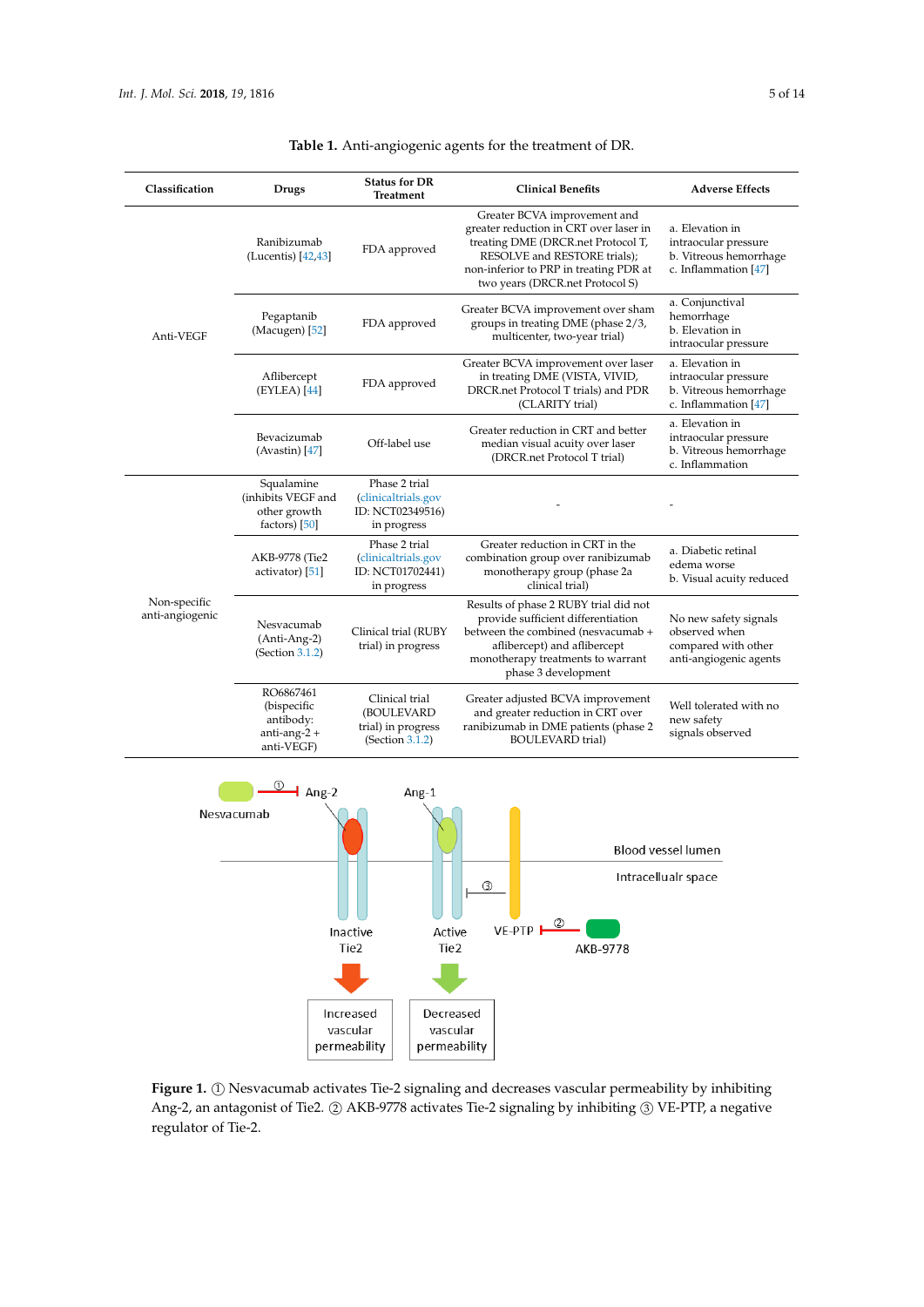**Table 1.** Anti-angiogenic agents for the treatment of DR.

| Classification | Drugs | Status for DR Treatment | Clinical Benefits | Adverse Effects |
|---|---|---|---|---|
| Anti-VEGF | Ranibizumab (Lucentis) [42,43] | FDA approved | Greater BCVA improvement and greater reduction in CRT over laser in treating DME (DRCR.net Protocol T, RESOLVE and RESTORE trials); non-inferior to PRP in treating PDR at two years (DRCR.net Protocol S) | a. Elevation in intraocular pressure b. Vitreous hemorrhage c. Inflammation [47] |
| | Pegaptanib (Macugen) [52] | FDA approved | Greater BCVA improvement over sham groups in treating DME (phase 2/3, multicenter, two-year trial) | a. Conjunctival hemorrhage b. Elevation in intraocular pressure |
| | Aflibercept (EYLEA) [44] | FDA approved | Greater BCVA improvement over laser in treating DME (VISTA, VIVID, DRCR.net Protocol T trials) and PDR (CLARITY trial) | a. Elevation in intraocular pressure b. Vitreous hemorrhage c. Inflammation [47] |
| | Bevacizumab (Avastin) [47] | Off-label use | Greater reduction in CRT and better median visual acuity over laser (DRCR.net Protocol T trial) | a. Elevation in intraocular pressure b. Vitreous hemorrhage c. Inflammation |
| Non-specific anti-angiogenic | Squalamine (inhibits VEGF and other growth factors) [50] | Phase 2 trial (clinicaltrials.gov ID: NCT02349516) in progress | - | - |
| | AKB-9778 (Tie2 activator) [51] | Phase 2 trial (clinicaltrials.gov ID: NCT01702441) in progress | Greater reduction in CRT in the combination group over ranibizumab monotherapy group (phase 2a clinical trial) | a. Diabetic retinal edema worse b. Visual acuity reduced |
| | Nesvacumab (Anti-Ang-2) (Section 3.1.2) | Clinical trial (RUBY trial) in progress | Results of phase 2 RUBY trial did not provide sufficient differentiation between the combined (nesvacumab + aflibercept) and aflibercept monotherapy treatments to warrant phase 3 development | No new safety signals observed when compared with other anti-angiogenic agents |
| | RO6867461 (bispecific antibody: anti-ang-2 + anti-VEGF) | Clinical trial (BOULEVARD trial) in progress (Section 3.1.2) | Greater adjusted BCVA improvement and greater reduction in CRT over ranibizumab in DME patients (phase 2 BOULEVARD trial) | Well tolerated with no new safety signals observed |

Nesvacumab
①
Ang-2
Ang-1
Blood vessel lumen
Intracellualr space
③
Inactive Tie2
Active Tie2
VE-PTP
②
AKB-9778
Increased vascular permeability
Decreased vascular permeability

**Figure 1.** ① Nesvacumab activates Tie-2 signaling and decreases vascular permeability by inhibiting Ang-2, an antagonist of Tie2. ② AKB-9778 activates Tie-2 signaling by inhibiting ③ VE-PTP, a negative regulator of Tie-2.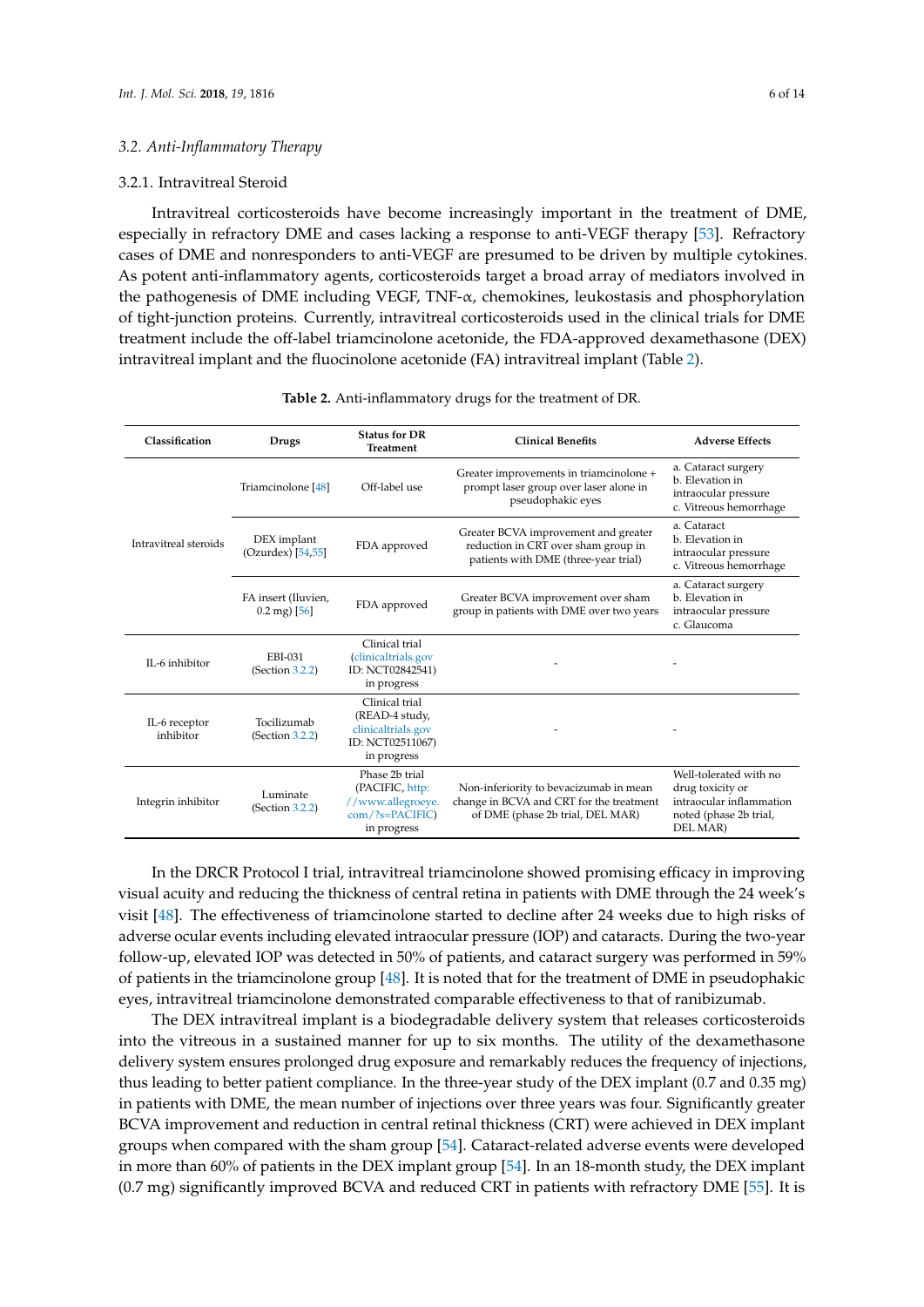### 3.2. Anti-Inflammatory Therapy

#### 3.2.1. Intravitreal Steroid

Intravitreal corticosteroids have become increasingly important in the treatment of DME, especially in refractory DME and cases lacking a response to anti-VEGF therapy [53]. Refractory cases of DME and nonresponders to anti-VEGF are presumed to be driven by multiple cytokines. As potent anti-inflammatory agents, corticosteroids target a broad array of mediators involved in the pathogenesis of DME including VEGF, TNF-α, chemokines, leukostasis and phosphorylation of tight-junction proteins. Currently, intravitreal corticosteroids used in the clinical trials for DME treatment include the off-label triamcinolone acetonide, the FDA-approved dexamethasone (DEX) intravitreal implant and the fluocinolone acetonide (FA) intravitreal implant (Table 2).

**Table 2.** Anti-inflammatory drugs for the treatment of DR.

| Classification | Drugs | Status for DR Treatment | Clinical Benefits | Adverse Effects |
|---|---|---|---|---|
| Intravitreal steroids | Triamcinolone [48] | Off-label use | Greater improvements in triamcinolone + prompt laser group over laser alone in pseudophakic eyes | a. Cataract surgery<br>b. Elevation in intraocular pressure<br>c. Vitreous hemorrhage |
| | DEX implant (Ozurdex) [54,55] | FDA approved | Greater BCVA improvement and greater reduction in CRT over sham group in patients with DME (three-year trial) | a. Cataract<br>b. Elevation in intraocular pressure<br>c. Vitreous hemorrhage |
| | FA insert (Iluvien, 0.2 mg) [56] | FDA approved | Greater BCVA improvement over sham group in patients with DME over two years | a. Cataract surgery<br>b. Elevation in intraocular pressure<br>c. Glaucoma |
| IL-6 inhibitor | EBI-031 (Section 3.2.2) | Clinical trial (clinicaltrials.gov ID: NCT02842541) in progress | - | - |
| IL-6 receptor inhibitor | Tocilizumab (Section 3.2.2) | Clinical trial (READ-4 study, clinicaltrials.gov ID: NCT02511067) in progress | - | - |
| Integrin inhibitor | Luminate (Section 3.2.2) | Phase 2b trial (PACIFIC, http://www.allegroeye.com/?s=PACIFIC) in progress | Non-inferiority to bevacizumab in mean change in BCVA and CRT for the treatment of DME (phase 2b trial, DEL MAR) | Well-tolerated with no drug toxicity or intraocular inflammation noted (phase 2b trial, DEL MAR) |

In the DRCR Protocol I trial, intravitreal triamcinolone showed promising efficacy in improving visual acuity and reducing the thickness of central retina in patients with DME through the 24 week's visit [48]. The effectiveness of triamcinolone started to decline after 24 weeks due to high risks of adverse ocular events including elevated intraocular pressure (IOP) and cataracts. During the two-year follow-up, elevated IOP was detected in 50% of patients, and cataract surgery was performed in 59% of patients in the triamcinolone group [48]. It is noted that for the treatment of DME in pseudophakic eyes, intravitreal triamcinolone demonstrated comparable effectiveness to that of ranibizumab.

The DEX intravitreal implant is a biodegradable delivery system that releases corticosteroids into the vitreous in a sustained manner for up to six months. The utility of the dexamethasone delivery system ensures prolonged drug exposure and remarkably reduces the frequency of injections, thus leading to better patient compliance. In the three-year study of the DEX implant (0.7 and 0.35 mg) in patients with DME, the mean number of injections over three years was four. Significantly greater BCVA improvement and reduction in central retinal thickness (CRT) were achieved in DEX implant groups when compared with the sham group [54]. Cataract-related adverse events were developed in more than 60% of patients in the DEX implant group [54]. In an 18-month study, the DEX implant (0.7 mg) significantly improved BCVA and reduced CRT in patients with refractory DME [55]. It is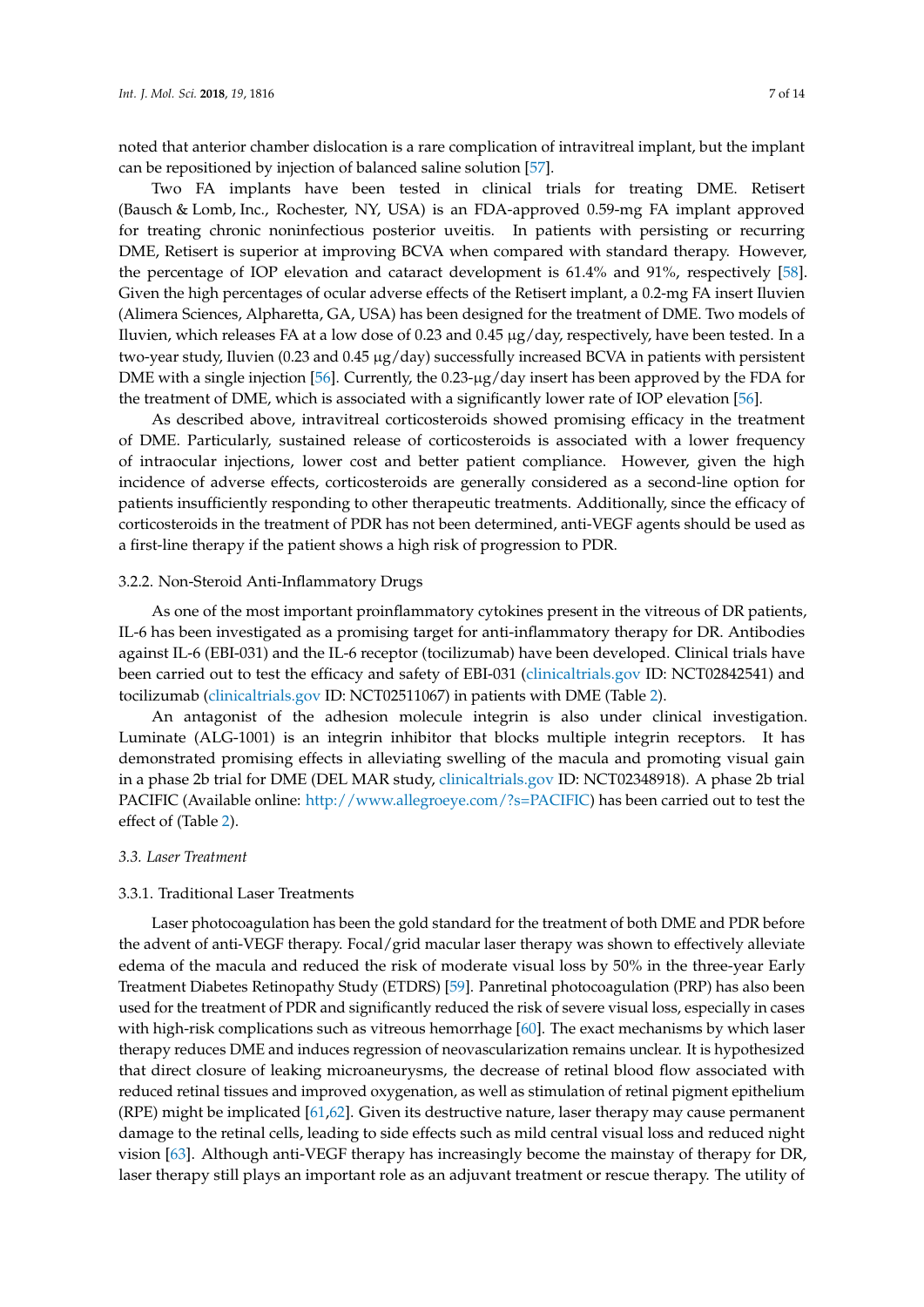noted that anterior chamber dislocation is a rare complication of intravitreal implant, but the implant can be repositioned by injection of balanced saline solution [57].

Two FA implants have been tested in clinical trials for treating DME. Retisert (Bausch & Lomb, Inc., Rochester, NY, USA) is an FDA-approved 0.59-mg FA implant approved for treating chronic noninfectious posterior uveitis. In patients with persisting or recurring DME, Retisert is superior at improving BCVA when compared with standard therapy. However, the percentage of IOP elevation and cataract development is 61.4% and 91%, respectively [58]. Given the high percentages of ocular adverse effects of the Retisert implant, a 0.2-mg FA insert Iluvien (Alimera Sciences, Alpharetta, GA, USA) has been designed for the treatment of DME. Two models of Iluvien, which releases FA at a low dose of 0.23 and 0.45 μg/day, respectively, have been tested. In a two-year study, Iluvien (0.23 and 0.45 μg/day) successfully increased BCVA in patients with persistent DME with a single injection [56]. Currently, the 0.23-μg/day insert has been approved by the FDA for the treatment of DME, which is associated with a significantly lower rate of IOP elevation [56].

As described above, intravitreal corticosteroids showed promising efficacy in the treatment of DME. Particularly, sustained release of corticosteroids is associated with a lower frequency of intraocular injections, lower cost and better patient compliance. However, given the high incidence of adverse effects, corticosteroids are generally considered as a second-line option for patients insufficiently responding to other therapeutic treatments. Additionally, since the efficacy of corticosteroids in the treatment of PDR has not been determined, anti-VEGF agents should be used as a first-line therapy if the patient shows a high risk of progression to PDR.

#### 3.2.2. Non-Steroid Anti-Inflammatory Drugs

As one of the most important proinflammatory cytokines present in the vitreous of DR patients, IL-6 has been investigated as a promising target for anti-inflammatory therapy for DR. Antibodies against IL-6 (EBI-031) and the IL-6 receptor (tocilizumab) have been developed. Clinical trials have been carried out to test the efficacy and safety of EBI-031 (clinicaltrials.gov ID: NCT02842541) and tocilizumab (clinicaltrials.gov ID: NCT02511067) in patients with DME (Table 2).

An antagonist of the adhesion molecule integrin is also under clinical investigation. Luminate (ALG-1001) is an integrin inhibitor that blocks multiple integrin receptors. It has demonstrated promising effects in alleviating swelling of the macula and promoting visual gain in a phase 2b trial for DME (DEL MAR study, clinicaltrials.gov ID: NCT02348918). A phase 2b trial PACIFIC (Available online: http://www.allegroeye.com/?s=PACIFIC) has been carried out to test the effect of (Table 2).

### *3.3. Laser Treatment*

#### 3.3.1. Traditional Laser Treatments

Laser photocoagulation has been the gold standard for the treatment of both DME and PDR before the advent of anti-VEGF therapy. Focal/grid macular laser therapy was shown to effectively alleviate edema of the macula and reduced the risk of moderate visual loss by 50% in the three-year Early Treatment Diabetes Retinopathy Study (ETDRS) [59]. Panretinal photocoagulation (PRP) has also been used for the treatment of PDR and significantly reduced the risk of severe visual loss, especially in cases with high-risk complications such as vitreous hemorrhage [60]. The exact mechanisms by which laser therapy reduces DME and induces regression of neovascularization remains unclear. It is hypothesized that direct closure of leaking microaneurysms, the decrease of retinal blood flow associated with reduced retinal tissues and improved oxygenation, as well as stimulation of retinal pigment epithelium (RPE) might be implicated [61,62]. Given its destructive nature, laser therapy may cause permanent damage to the retinal cells, leading to side effects such as mild central visual loss and reduced night vision [63]. Although anti-VEGF therapy has increasingly become the mainstay of therapy for DR, laser therapy still plays an important role as an adjuvant treatment or rescue therapy. The utility of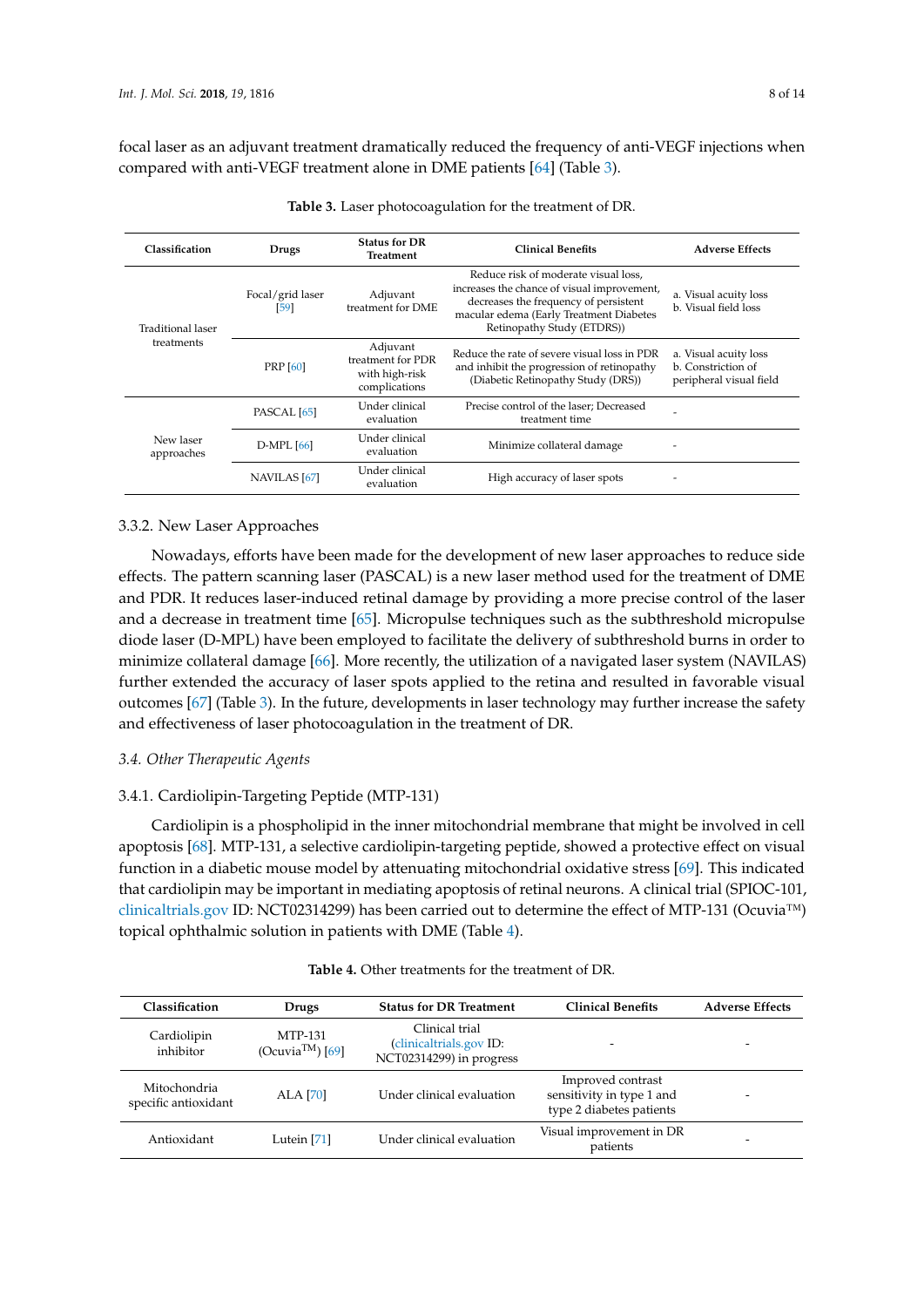focal laser as an adjuvant treatment dramatically reduced the frequency of anti-VEGF injections when compared with anti-VEGF treatment alone in DME patients [64] (Table 3).

**Table 3.** Laser photocoagulation for the treatment of DR.

| Classification | Drugs | Status for DR Treatment | Clinical Benefits | Adverse Effects |
|---|---|---|---|---|
| Traditional laser treatments | Focal/grid laser [59] | Adjuvant treatment for DME | Reduce risk of moderate visual loss, increases the chance of visual improvement, decreases the frequency of persistent macular edema (Early Treatment Diabetes Retinopathy Study (ETDRS)) | a. Visual acuity loss b. Visual field loss |
| | PRP [60] | Adjuvant treatment for PDR with high-risk complications | Reduce the rate of severe visual loss in PDR and inhibit the progression of retinopathy (Diabetic Retinopathy Study (DRS)) | a. Visual acuity loss b. Constriction of peripheral visual field |
| New laser approaches | PASCAL [65] | Under clinical evaluation | Precise control of the laser; Decreased treatment time | - |
| | D-MPL [66] | Under clinical evaluation | Minimize collateral damage | - |
| | NAVILAS [67] | Under clinical evaluation | High accuracy of laser spots | - |

#### 3.3.2. New Laser Approaches

Nowadays, efforts have been made for the development of new laser approaches to reduce side effects. The pattern scanning laser (PASCAL) is a new laser method used for the treatment of DME and PDR. It reduces laser-induced retinal damage by providing a more precise control of the laser and a decrease in treatment time [65]. Micropulse techniques such as the subthreshold micropulse diode laser (D-MPL) have been employed to facilitate the delivery of subthreshold burns in order to minimize collateral damage [66]. More recently, the utilization of a navigated laser system (NAVILAS) further extended the accuracy of laser spots applied to the retina and resulted in favorable visual outcomes [67] (Table 3). In the future, developments in laser technology may further increase the safety and effectiveness of laser photocoagulation in the treatment of DR.

### *3.4. Other Therapeutic Agents*

#### 3.4.1. Cardiolipin-Targeting Peptide (MTP-131)

Cardiolipin is a phospholipid in the inner mitochondrial membrane that might be involved in cell apoptosis [68]. MTP-131, a selective cardiolipin-targeting peptide, showed a protective effect on visual function in a diabetic mouse model by attenuating mitochondrial oxidative stress [69]. This indicated that cardiolipin may be important in mediating apoptosis of retinal neurons. A clinical trial (SPIOC-101, clinicaltrials.gov ID: NCT02314299) has been carried out to determine the effect of MTP-131 (Ocuvia™) topical ophthalmic solution in patients with DME (Table 4).

**Table 4.** Other treatments for the treatment of DR.

| Classification | Drugs | Status for DR Treatment | Clinical Benefits | Adverse Effects |
|---|---|---|---|---|
| Cardiolipin inhibitor | MTP-131 (Ocuvia™) [69] | Clinical trial (clinicaltrials.gov ID: NCT02314299) in progress | - | - |
| Mitochondria specific antioxidant | ALA [70] | Under clinical evaluation | Improved contrast sensitivity in type 1 and type 2 diabetes patients | - |
| Antioxidant | Lutein [71] | Under clinical evaluation | Visual improvement in DR patients | - |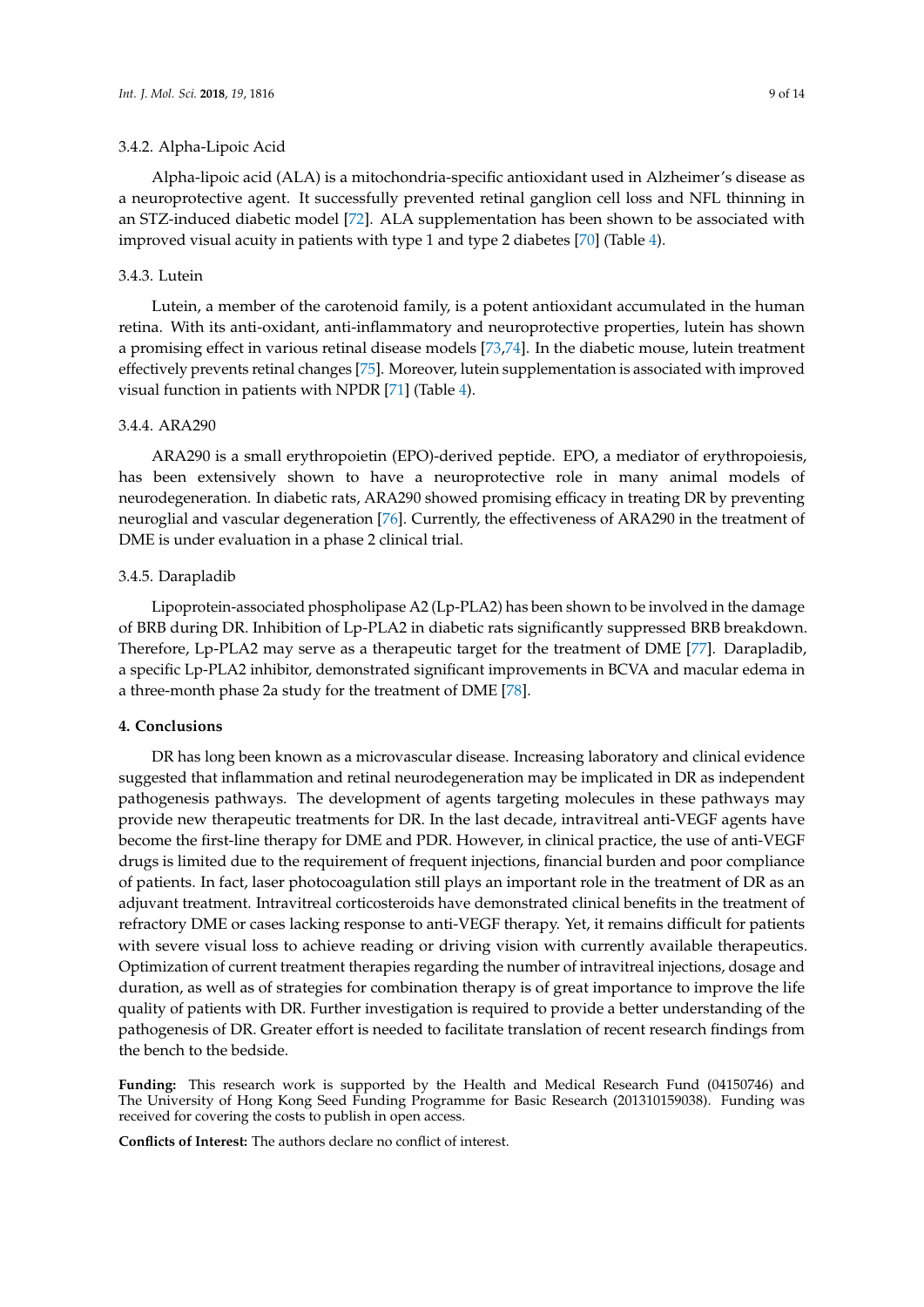#### 3.4.2. Alpha-Lipoic Acid

Alpha-lipoic acid (ALA) is a mitochondria-specific antioxidant used in Alzheimer's disease as a neuroprotective agent. It successfully prevented retinal ganglion cell loss and NFL thinning in an STZ-induced diabetic model [72]. ALA supplementation has been shown to be associated with improved visual acuity in patients with type 1 and type 2 diabetes [70] (Table 4).

#### 3.4.3. Lutein

Lutein, a member of the carotenoid family, is a potent antioxidant accumulated in the human retina. With its anti-oxidant, anti-inflammatory and neuroprotective properties, lutein has shown a promising effect in various retinal disease models [73,74]. In the diabetic mouse, lutein treatment effectively prevents retinal changes [75]. Moreover, lutein supplementation is associated with improved visual function in patients with NPDR [71] (Table 4).

#### 3.4.4. ARA290

ARA290 is a small erythropoietin (EPO)-derived peptide. EPO, a mediator of erythropoiesis, has been extensively shown to have a neuroprotective role in many animal models of neurodegeneration. In diabetic rats, ARA290 showed promising efficacy in treating DR by preventing neuroglial and vascular degeneration [76]. Currently, the effectiveness of ARA290 in the treatment of DME is under evaluation in a phase 2 clinical trial.

#### 3.4.5. Darapladib

Lipoprotein-associated phospholipase A2 (Lp-PLA2) has been shown to be involved in the damage of BRB during DR. Inhibition of Lp-PLA2 in diabetic rats significantly suppressed BRB breakdown. Therefore, Lp-PLA2 may serve as a therapeutic target for the treatment of DME [77]. Darapladib, a specific Lp-PLA2 inhibitor, demonstrated significant improvements in BCVA and macular edema in a three-month phase 2a study for the treatment of DME [78].

## 4. Conclusions

DR has long been known as a microvascular disease. Increasing laboratory and clinical evidence suggested that inflammation and retinal neurodegeneration may be implicated in DR as independent pathogenesis pathways. The development of agents targeting molecules in these pathways may provide new therapeutic treatments for DR. In the last decade, intravitreal anti-VEGF agents have become the first-line therapy for DME and PDR. However, in clinical practice, the use of anti-VEGF drugs is limited due to the requirement of frequent injections, financial burden and poor compliance of patients. In fact, laser photocoagulation still plays an important role in the treatment of DR as an adjuvant treatment. Intravitreal corticosteroids have demonstrated clinical benefits in the treatment of refractory DME or cases lacking response to anti-VEGF therapy. Yet, it remains difficult for patients with severe visual loss to achieve reading or driving vision with currently available therapeutics. Optimization of current treatment therapies regarding the number of intravitreal injections, dosage and duration, as well as of strategies for combination therapy is of great importance to improve the life quality of patients with DR. Further investigation is required to provide a better understanding of the pathogenesis of DR. Greater effort is needed to facilitate translation of recent research findings from the bench to the bedside.

**Funding:** This research work is supported by the Health and Medical Research Fund (04150746) and The University of Hong Kong Seed Funding Programme for Basic Research (201310159038). Funding was received for covering the costs to publish in open access.

**Conflicts of Interest:** The authors declare no conflict of interest.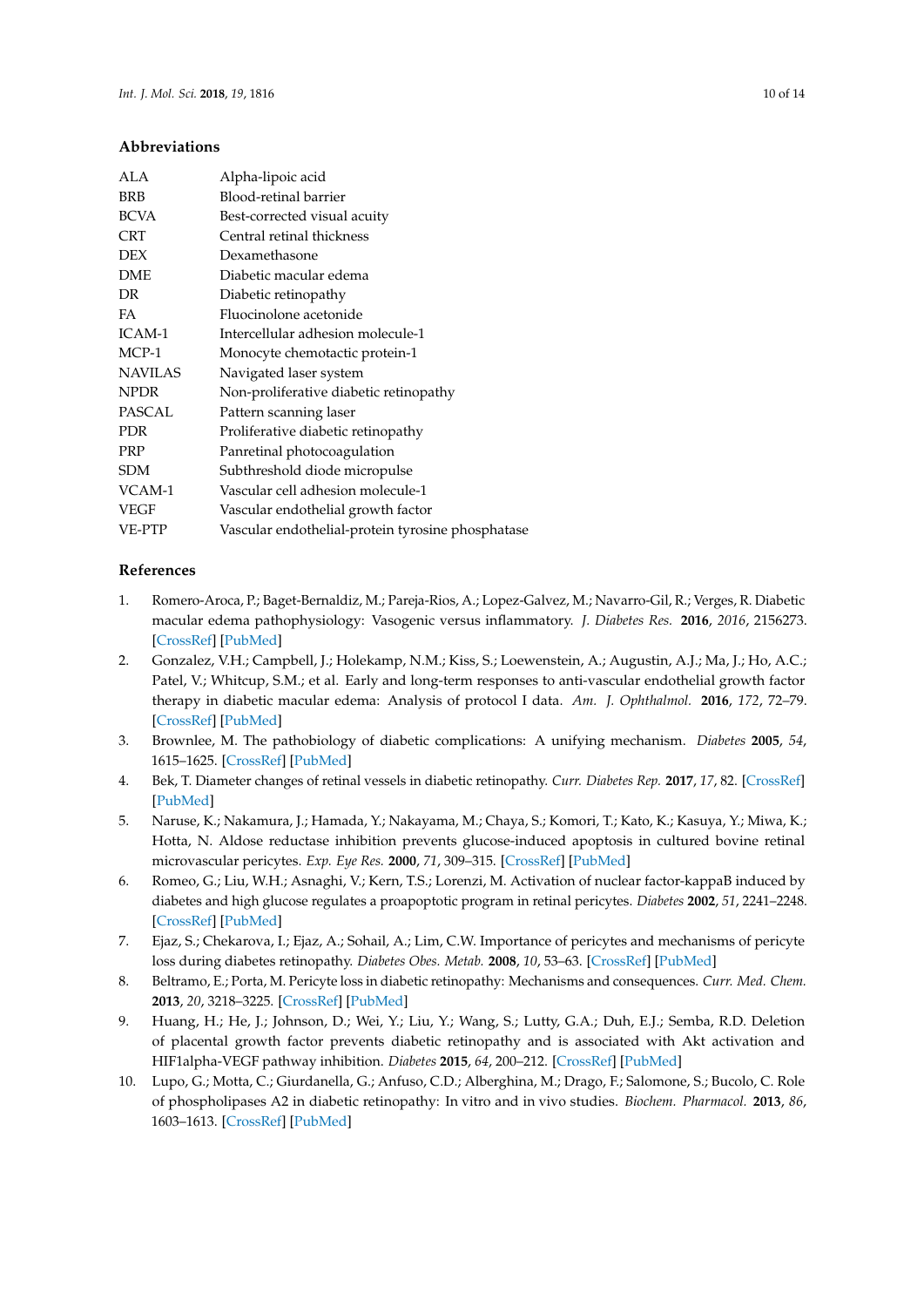## Abbreviations

| | |
|---|---|
| ALA | Alpha-lipoic acid |
| BRB | Blood-retinal barrier |
| BCVA | Best-corrected visual acuity |
| CRT | Central retinal thickness |
| DEX | Dexamethasone |
| DME | Diabetic macular edema |
| DR | Diabetic retinopathy |
| FA | Fluocinolone acetonide |
| ICAM-1 | Intercellular adhesion molecule-1 |
| MCP-1 | Monocyte chemotactic protein-1 |
| NAVILAS | Navigated laser system |
| NPDR | Non-proliferative diabetic retinopathy |
| PASCAL | Pattern scanning laser |
| PDR | Proliferative diabetic retinopathy |
| PRP | Panretinal photocoagulation |
| SDM | Subthreshold diode micropulse |
| VCAM-1 | Vascular cell adhesion molecule-1 |
| VEGF | Vascular endothelial growth factor |
| VE-PTP | Vascular endothelial-protein tyrosine phosphatase |

## References

1. Romero-Aroca, P.; Baget-Bernaldiz, M.; Pareja-Rios, A.; Lopez-Galvez, M.; Navarro-Gil, R.; Verges, R. Diabetic macular edema pathophysiology: Vasogenic versus inflammatory. *J. Diabetes Res.* **2016**, *2016*, 2156273. [CrossRef] [PubMed]
2. Gonzalez, V.H.; Campbell, J.; Holekamp, N.M.; Kiss, S.; Loewenstein, A.; Augustin, A.J.; Ma, J.; Ho, A.C.; Patel, V.; Whitcup, S.M.; et al. Early and long-term responses to anti-vascular endothelial growth factor therapy in diabetic macular edema: Analysis of protocol I data. *Am. J. Ophthalmol.* **2016**, *172*, 72–79. [CrossRef] [PubMed]
3. Brownlee, M. The pathobiology of diabetic complications: A unifying mechanism. *Diabetes* **2005**, *54*, 1615–1625. [CrossRef] [PubMed]
4. Bek, T. Diameter changes of retinal vessels in diabetic retinopathy. *Curr. Diabetes Rep.* **2017**, *17*, 82. [CrossRef] [PubMed]
5. Naruse, K.; Nakamura, J.; Hamada, Y.; Nakayama, M.; Chaya, S.; Komori, T.; Kato, K.; Kasuya, Y.; Miwa, K.; Hotta, N. Aldose reductase inhibition prevents glucose-induced apoptosis in cultured bovine retinal microvascular pericytes. *Exp. Eye Res.* **2000**, *71*, 309–315. [CrossRef] [PubMed]
6. Romeo, G.; Liu, W.H.; Asnaghi, V.; Kern, T.S.; Lorenzi, M. Activation of nuclear factor-kappaB induced by diabetes and high glucose regulates a proapoptotic program in retinal pericytes. *Diabetes* **2002**, *51*, 2241–2248. [CrossRef] [PubMed]
7. Ejaz, S.; Chekarova, I.; Ejaz, A.; Sohail, A.; Lim, C.W. Importance of pericytes and mechanisms of pericyte loss during diabetes retinopathy. *Diabetes Obes. Metab.* **2008**, *10*, 53–63. [CrossRef] [PubMed]
8. Beltramo, E.; Porta, M. Pericyte loss in diabetic retinopathy: Mechanisms and consequences. *Curr. Med. Chem.* **2013**, *20*, 3218–3225. [CrossRef] [PubMed]
9. Huang, H.; He, J.; Johnson, D.; Wei, Y.; Liu, Y.; Wang, S.; Lutty, G.A.; Duh, E.J.; Semba, R.D. Deletion of placental growth factor prevents diabetic retinopathy and is associated with Akt activation and HIF1alpha-VEGF pathway inhibition. *Diabetes* **2015**, *64*, 200–212. [CrossRef] [PubMed]
10. Lupo, G.; Motta, C.; Giurdanella, G.; Anfuso, C.D.; Alberghina, M.; Drago, F.; Salomone, S.; Bucolo, C. Role of phospholipases A2 in diabetic retinopathy: In vitro and in vivo studies. *Biochem. Pharmacol.* **2013**, *86*, 1603–1613. [CrossRef] [PubMed]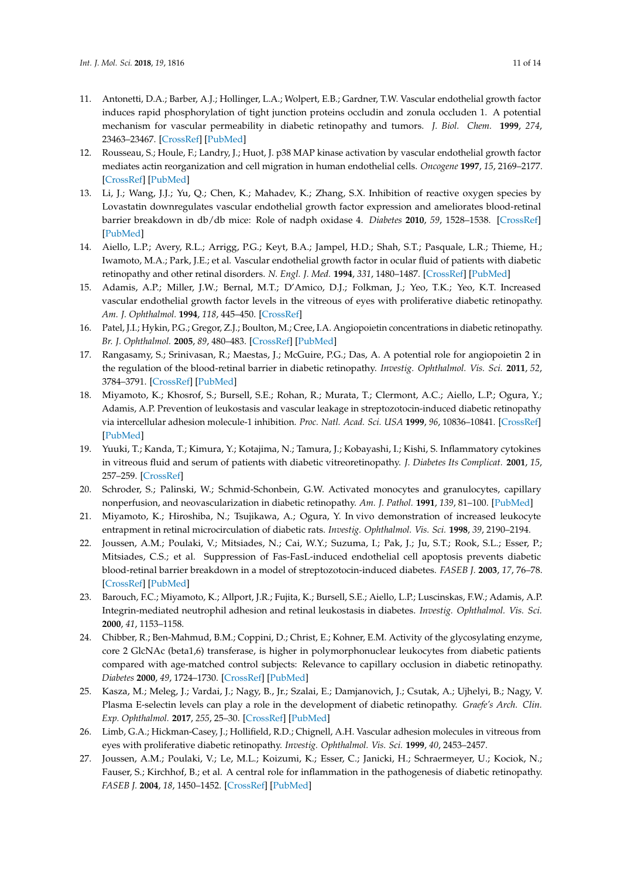11. Antonetti, D.A.; Barber, A.J.; Hollinger, L.A.; Wolpert, E.B.; Gardner, T.W. Vascular endothelial growth factor induces rapid phosphorylation of tight junction proteins occludin and zonula occluden 1. A potential mechanism for vascular permeability in diabetic retinopathy and tumors. *J. Biol. Chem.* **1999**, *274*, 23463–23467. [CrossRef] [PubMed]
12. Rousseau, S.; Houle, F.; Landry, J.; Huot, J. p38 MAP kinase activation by vascular endothelial growth factor mediates actin reorganization and cell migration in human endothelial cells. *Oncogene* **1997**, *15*, 2169–2177. [CrossRef] [PubMed]
13. Li, J.; Wang, J.J.; Yu, Q.; Chen, K.; Mahadev, K.; Zhang, S.X. Inhibition of reactive oxygen species by Lovastatin downregulates vascular endothelial growth factor expression and ameliorates blood-retinal barrier breakdown in db/db mice: Role of nadph oxidase 4. *Diabetes* **2010**, *59*, 1528–1538. [CrossRef] [PubMed]
14. Aiello, L.P.; Avery, R.L.; Arrigg, P.G.; Keyt, B.A.; Jampel, H.D.; Shah, S.T.; Pasquale, L.R.; Thieme, H.; Iwamoto, M.A.; Park, J.E.; et al. Vascular endothelial growth factor in ocular fluid of patients with diabetic retinopathy and other retinal disorders. *N. Engl. J. Med.* **1994**, *331*, 1480–1487. [CrossRef] [PubMed]
15. Adamis, A.P.; Miller, J.W.; Bernal, M.T.; D'Amico, D.J.; Folkman, J.; Yeo, T.K.; Yeo, K.T. Increased vascular endothelial growth factor levels in the vitreous of eyes with proliferative diabetic retinopathy. *Am. J. Ophthalmol.* **1994**, *118*, 445–450. [CrossRef]
16. Patel, J.I.; Hykin, P.G.; Gregor, Z.J.; Boulton, M.; Cree, I.A. Angiopoietin concentrations in diabetic retinopathy. *Br. J. Ophthalmol.* **2005**, *89*, 480–483. [CrossRef] [PubMed]
17. Rangasamy, S.; Srinivasan, R.; Maestas, J.; McGuire, P.G.; Das, A. A potential role for angiopoietin 2 in the regulation of the blood-retinal barrier in diabetic retinopathy. *Investig. Ophthalmol. Vis. Sci.* **2011**, *52*, 3784–3791. [CrossRef] [PubMed]
18. Miyamoto, K.; Khosrof, S.; Bursell, S.E.; Rohan, R.; Murata, T.; Clermont, A.C.; Aiello, L.P.; Ogura, Y.; Adamis, A.P. Prevention of leukostasis and vascular leakage in streptozotocin-induced diabetic retinopathy via intercellular adhesion molecule-1 inhibition. *Proc. Natl. Acad. Sci. USA* **1999**, *96*, 10836–10841. [CrossRef] [PubMed]
19. Yuuki, T.; Kanda, T.; Kimura, Y.; Kotajima, N.; Tamura, J.; Kobayashi, I.; Kishi, S. Inflammatory cytokines in vitreous fluid and serum of patients with diabetic vitreoretinopathy. *J. Diabetes Its Complicat.* **2001**, *15*, 257–259. [CrossRef]
20. Schroder, S.; Palinski, W.; Schmid-Schonbein, G.W. Activated monocytes and granulocytes, capillary nonperfusion, and neovascularization in diabetic retinopathy. *Am. J. Pathol.* **1991**, *139*, 81–100. [PubMed]
21. Miyamoto, K.; Hiroshiba, N.; Tsujikawa, A.; Ogura, Y. In vivo demonstration of increased leukocyte entrapment in retinal microcirculation of diabetic rats. *Investig. Ophthalmol. Vis. Sci.* **1998**, *39*, 2190–2194.
22. Joussen, A.M.; Poulaki, V.; Mitsiades, N.; Cai, W.Y.; Suzuma, I.; Pak, J.; Ju, S.T.; Rook, S.L.; Esser, P.; Mitsiades, C.S.; et al. Suppression of Fas-FasL-induced endothelial cell apoptosis prevents diabetic blood-retinal barrier breakdown in a model of streptozotocin-induced diabetes. *FASEB J.* **2003**, *17*, 76–78. [CrossRef] [PubMed]
23. Barouch, F.C.; Miyamoto, K.; Allport, J.R.; Fujita, K.; Bursell, S.E.; Aiello, L.P.; Luscinskas, F.W.; Adamis, A.P. Integrin-mediated neutrophil adhesion and retinal leukostasis in diabetes. *Investig. Ophthalmol. Vis. Sci.* **2000**, *41*, 1153–1158.
24. Chibber, R.; Ben-Mahmud, B.M.; Coppini, D.; Christ, E.; Kohner, E.M. Activity of the glycosylating enzyme, core 2 GlcNAc (beta1,6) transferase, is higher in polymorphonuclear leukocytes from diabetic patients compared with age-matched control subjects: Relevance to capillary occlusion in diabetic retinopathy. *Diabetes* **2000**, *49*, 1724–1730. [CrossRef] [PubMed]
25. Kasza, M.; Meleg, J.; Vardai, J.; Nagy, B., Jr.; Szalai, E.; Damjanovich, J.; Csutak, A.; Ujhelyi, B.; Nagy, V. Plasma E-selectin levels can play a role in the development of diabetic retinopathy. *Graefe's Arch. Clin. Exp. Ophthalmol.* **2017**, *255*, 25–30. [CrossRef] [PubMed]
26. Limb, G.A.; Hickman-Casey, J.; Hollifield, R.D.; Chignell, A.H. Vascular adhesion molecules in vitreous from eyes with proliferative diabetic retinopathy. *Investig. Ophthalmol. Vis. Sci.* **1999**, *40*, 2453–2457.
27. Joussen, A.M.; Poulaki, V.; Le, M.L.; Koizumi, K.; Esser, C.; Janicki, H.; Schraermeyer, U.; Kociok, N.; Fauser, S.; Kirchhof, B.; et al. A central role for inflammation in the pathogenesis of diabetic retinopathy. *FASEB J.* **2004**, *18*, 1450–1452. [CrossRef] [PubMed]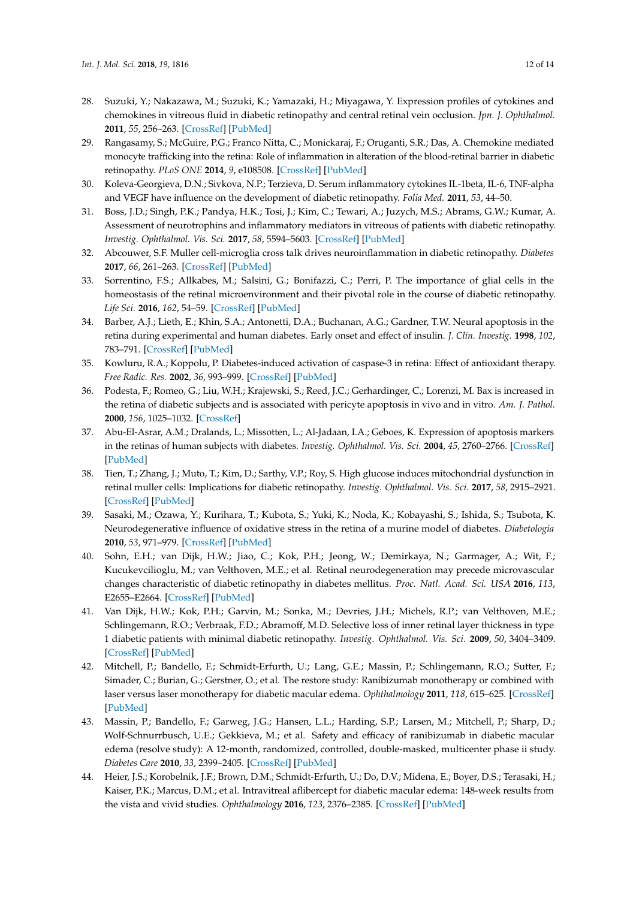28. Suzuki, Y.; Nakazawa, M.; Suzuki, K.; Yamazaki, H.; Miyagawa, Y. Expression profiles of cytokines and chemokines in vitreous fluid in diabetic retinopathy and central retinal vein occlusion. *Jpn. J. Ophthalmol.* **2011**, *55*, 256–263. [CrossRef] [PubMed]
29. Rangasamy, S.; McGuire, P.G.; Franco Nitta, C.; Monickaraj, F.; Oruganti, S.R.; Das, A. Chemokine mediated monocyte trafficking into the retina: Role of inflammation in alteration of the blood-retinal barrier in diabetic retinopathy. *PLoS ONE* **2014**, *9*, e108508. [CrossRef] [PubMed]
30. Koleva-Georgieva, D.N.; Sivkova, N.P.; Terzieva, D. Serum inflammatory cytokines IL-1beta, IL-6, TNF-alpha and VEGF have influence on the development of diabetic retinopathy. *Folia Med.* **2011**, *53*, 44–50.
31. Boss, J.D.; Singh, P.K.; Pandya, H.K.; Tosi, J.; Kim, C.; Tewari, A.; Juzych, M.S.; Abrams, G.W.; Kumar, A. Assessment of neurotrophins and inflammatory mediators in vitreous of patients with diabetic retinopathy. *Investig. Ophthalmol. Vis. Sci.* **2017**, *58*, 5594–5603. [CrossRef] [PubMed]
32. Abcouwer, S.F. Muller cell-microglia cross talk drives neuroinflammation in diabetic retinopathy. *Diabetes* **2017**, *66*, 261–263. [CrossRef] [PubMed]
33. Sorrentino, F.S.; Allkabes, M.; Salsini, G.; Bonifazzi, C.; Perri, P. The importance of glial cells in the homeostasis of the retinal microenvironment and their pivotal role in the course of diabetic retinopathy. *Life Sci.* **2016**, *162*, 54–59. [CrossRef] [PubMed]
34. Barber, A.J.; Lieth, E.; Khin, S.A.; Antonetti, D.A.; Buchanan, A.G.; Gardner, T.W. Neural apoptosis in the retina during experimental and human diabetes. Early onset and effect of insulin. *J. Clin. Investig.* **1998**, *102*, 783–791. [CrossRef] [PubMed]
35. Kowluru, R.A.; Koppolu, P. Diabetes-induced activation of caspase-3 in retina: Effect of antioxidant therapy. *Free Radic. Res.* **2002**, *36*, 993–999. [CrossRef] [PubMed]
36. Podesta, F.; Romeo, G.; Liu, W.H.; Krajewski, S.; Reed, J.C.; Gerhardinger, C.; Lorenzi, M. Bax is increased in the retina of diabetic subjects and is associated with pericyte apoptosis in vivo and in vitro. *Am. J. Pathol.* **2000**, *156*, 1025–1032. [CrossRef]
37. Abu-El-Asrar, A.M.; Dralands, L.; Missotten, L.; Al-Jadaan, I.A.; Geboes, K. Expression of apoptosis markers in the retinas of human subjects with diabetes. *Investig. Ophthalmol. Vis. Sci.* **2004**, *45*, 2760–2766. [CrossRef] [PubMed]
38. Tien, T.; Zhang, J.; Muto, T.; Kim, D.; Sarthy, V.P.; Roy, S. High glucose induces mitochondrial dysfunction in retinal muller cells: Implications for diabetic retinopathy. *Investig. Ophthalmol. Vis. Sci.* **2017**, *58*, 2915–2921. [CrossRef] [PubMed]
39. Sasaki, M.; Ozawa, Y.; Kurihara, T.; Kubota, S.; Yuki, K.; Noda, K.; Kobayashi, S.; Ishida, S.; Tsubota, K. Neurodegenerative influence of oxidative stress in the retina of a murine model of diabetes. *Diabetologia* **2010**, *53*, 971–979. [CrossRef] [PubMed]
40. Sohn, E.H.; van Dijk, H.W.; Jiao, C.; Kok, P.H.; Jeong, W.; Demirkaya, N.; Garmager, A.; Wit, F.; Kucukevcilioglu, M.; van Velthoven, M.E.; et al. Retinal neurodegeneration may precede microvascular changes characteristic of diabetic retinopathy in diabetes mellitus. *Proc. Natl. Acad. Sci. USA* **2016**, *113*, E2655–E2664. [CrossRef] [PubMed]
41. Van Dijk, H.W.; Kok, P.H.; Garvin, M.; Sonka, M.; Devries, J.H.; Michels, R.P.; van Velthoven, M.E.; Schlingemann, R.O.; Verbraak, F.D.; Abramoff, M.D. Selective loss of inner retinal layer thickness in type 1 diabetic patients with minimal diabetic retinopathy. *Investig. Ophthalmol. Vis. Sci.* **2009**, *50*, 3404–3409. [CrossRef] [PubMed]
42. Mitchell, P.; Bandello, F.; Schmidt-Erfurth, U.; Lang, G.E.; Massin, P.; Schlingemann, R.O.; Sutter, F.; Simader, C.; Burian, G.; Gerstner, O.; et al. The restore study: Ranibizumab monotherapy or combined with laser versus laser monotherapy for diabetic macular edema. *Ophthalmology* **2011**, *118*, 615–625. [CrossRef] [PubMed]
43. Massin, P.; Bandello, F.; Garweg, J.G.; Hansen, L.L.; Harding, S.P.; Larsen, M.; Mitchell, P.; Sharp, D.; Wolf-Schnurrbusch, U.E.; Gekkieva, M.; et al. Safety and efficacy of ranibizumab in diabetic macular edema (resolve study): A 12-month, randomized, controlled, double-masked, multicenter phase ii study. *Diabetes Care* **2010**, *33*, 2399–2405. [CrossRef] [PubMed]
44. Heier, J.S.; Korobelnik, J.F.; Brown, D.M.; Schmidt-Erfurth, U.; Do, D.V.; Midena, E.; Boyer, D.S.; Terasaki, H.; Kaiser, P.K.; Marcus, D.M.; et al. Intravitreal aflibercept for diabetic macular edema: 148-week results from the vista and vivid studies. *Ophthalmology* **2016**, *123*, 2376–2385. [CrossRef] [PubMed]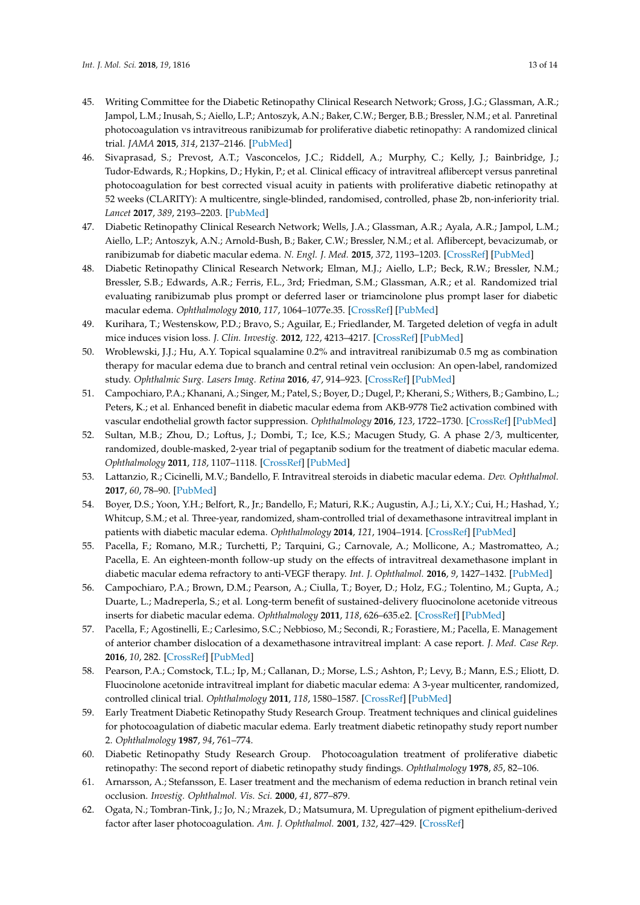45. Writing Committee for the Diabetic Retinopathy Clinical Research Network; Gross, J.G.; Glassman, A.R.; Jampol, L.M.; Inusah, S.; Aiello, L.P.; Antoszyk, A.N.; Baker, C.W.; Berger, B.B.; Bressler, N.M.; et al. Panretinal photocoagulation vs intravitreous ranibizumab for proliferative diabetic retinopathy: A randomized clinical trial. *JAMA* **2015**, *314*, 2137–2146. [PubMed]
46. Sivaprasad, S.; Prevost, A.T.; Vasconcelos, J.C.; Riddell, A.; Murphy, C.; Kelly, J.; Bainbridge, J.; Tudor-Edwards, R.; Hopkins, D.; Hykin, P.; et al. Clinical efficacy of intravitreal aflibercept versus panretinal photocoagulation for best corrected visual acuity in patients with proliferative diabetic retinopathy at 52 weeks (CLARITY): A multicentre, single-blinded, randomised, controlled, phase 2b, non-inferiority trial. *Lancet* **2017**, *389*, 2193–2203. [PubMed]
47. Diabetic Retinopathy Clinical Research Network; Wells, J.A.; Glassman, A.R.; Ayala, A.R.; Jampol, L.M.; Aiello, L.P.; Antoszyk, A.N.; Arnold-Bush, B.; Baker, C.W.; Bressler, N.M.; et al. Aflibercept, bevacizumab, or ranibizumab for diabetic macular edema. *N. Engl. J. Med.* **2015**, *372*, 1193–1203. [CrossRef] [PubMed]
48. Diabetic Retinopathy Clinical Research Network; Elman, M.J.; Aiello, L.P.; Beck, R.W.; Bressler, N.M.; Bressler, S.B.; Edwards, A.R.; Ferris, F.L., 3rd; Friedman, S.M.; Glassman, A.R.; et al. Randomized trial evaluating ranibizumab plus prompt or deferred laser or triamcinolone plus prompt laser for diabetic macular edema. *Ophthalmology* **2010**, *117*, 1064–1077.e35. [CrossRef] [PubMed]
49. Kurihara, T.; Westenskow, P.D.; Bravo, S.; Aguilar, E.; Friedlander, M. Targeted deletion of vegfa in adult mice induces vision loss. *J. Clin. Investig.* **2012**, *122*, 4213–4217. [CrossRef] [PubMed]
50. Wroblewski, J.J.; Hu, A.Y. Topical squalamine 0.2% and intravitreal ranibizumab 0.5 mg as combination therapy for macular edema due to branch and central retinal vein occlusion: An open-label, randomized study. *Ophthalmic Surg. Lasers Imag. Retina* **2016**, *47*, 914–923. [CrossRef] [PubMed]
51. Campochiaro, P.A.; Khanani, A.; Singer, M.; Patel, S.; Boyer, D.; Dugel, P.; Kherani, S.; Withers, B.; Gambino, L.; Peters, K.; et al. Enhanced benefit in diabetic macular edema from AKB-9778 Tie2 activation combined with vascular endothelial growth factor suppression. *Ophthalmology* **2016**, *123*, 1722–1730. [CrossRef] [PubMed]
52. Sultan, M.B.; Zhou, D.; Loftus, J.; Dombi, T.; Ice, K.S.; Macugen Study, G. A phase 2/3, multicenter, randomized, double-masked, 2-year trial of pegaptanib sodium for the treatment of diabetic macular edema. *Ophthalmology* **2011**, *118*, 1107–1118. [CrossRef] [PubMed]
53. Lattanzio, R.; Cicinelli, M.V.; Bandello, F. Intravitreal steroids in diabetic macular edema. *Dev. Ophthalmol.* **2017**, *60*, 78–90. [PubMed]
54. Boyer, D.S.; Yoon, Y.H.; Belfort, R., Jr.; Bandello, F.; Maturi, R.K.; Augustin, A.J.; Li, X.Y.; Cui, H.; Hashad, Y.; Whitcup, S.M.; et al. Three-year, randomized, sham-controlled trial of dexamethasone intravitreal implant in patients with diabetic macular edema. *Ophthalmology* **2014**, *121*, 1904–1914. [CrossRef] [PubMed]
55. Pacella, F.; Romano, M.R.; Turchetti, P.; Tarquini, G.; Carnovale, A.; Mollicone, A.; Mastromatteo, A.; Pacella, E. An eighteen-month follow-up study on the effects of intravitreal dexamethasone implant in diabetic macular edema refractory to anti-VEGF therapy. *Int. J. Ophthalmol.* **2016**, *9*, 1427–1432. [PubMed]
56. Campochiaro, P.A.; Brown, D.M.; Pearson, A.; Ciulla, T.; Boyer, D.; Holz, F.G.; Tolentino, M.; Gupta, A.; Duarte, L.; Madreperla, S.; et al. Long-term benefit of sustained-delivery fluocinolone acetonide vitreous inserts for diabetic macular edema. *Ophthalmology* **2011**, *118*, 626–635.e2. [CrossRef] [PubMed]
57. Pacella, F.; Agostinelli, E.; Carlesimo, S.C.; Nebbioso, M.; Secondi, R.; Forastiere, M.; Pacella, E. Management of anterior chamber dislocation of a dexamethasone intravitreal implant: A case report. *J. Med. Case Rep.* **2016**, *10*, 282. [CrossRef] [PubMed]
58. Pearson, P.A.; Comstock, T.L.; Ip, M.; Callanan, D.; Morse, L.S.; Ashton, P.; Levy, B.; Mann, E.S.; Eliott, D. Fluocinolone acetonide intravitreal implant for diabetic macular edema: A 3-year multicenter, randomized, controlled clinical trial. *Ophthalmology* **2011**, *118*, 1580–1587. [CrossRef] [PubMed]
59. Early Treatment Diabetic Retinopathy Study Research Group. Treatment techniques and clinical guidelines for photocoagulation of diabetic macular edema. Early treatment diabetic retinopathy study report number 2. *Ophthalmology* **1987**, *94*, 761–774.
60. Diabetic Retinopathy Study Research Group. Photocoagulation treatment of proliferative diabetic retinopathy: The second report of diabetic retinopathy study findings. *Ophthalmology* **1978**, *85*, 82–106.
61. Arnarsson, A.; Stefansson, E. Laser treatment and the mechanism of edema reduction in branch retinal vein occlusion. *Investig. Ophthalmol. Vis. Sci.* **2000**, *41*, 877–879.
62. Ogata, N.; Tombran-Tink, J.; Jo, N.; Mrazek, D.; Matsumura, M. Upregulation of pigment epithelium-derived factor after laser photocoagulation. *Am. J. Ophthalmol.* **2001**, *132*, 427–429. [CrossRef]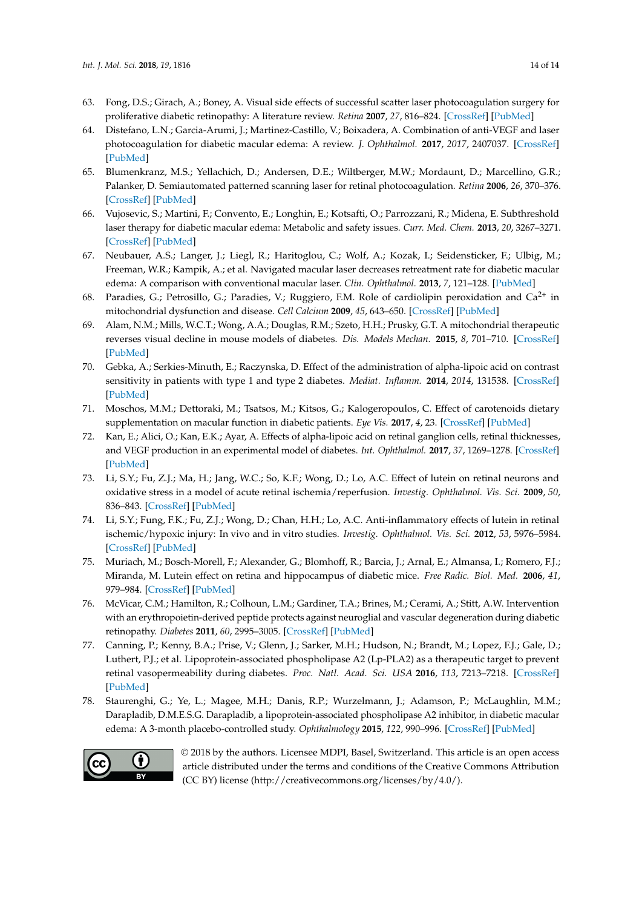63. Fong, D.S.; Girach, A.; Boney, A. Visual side effects of successful scatter laser photocoagulation surgery for proliferative diabetic retinopathy: A literature review. *Retina* **2007**, *27*, 816–824. [CrossRef] [PubMed]
64. Distefano, L.N.; Garcia-Arumi, J.; Martinez-Castillo, V.; Boixadera, A. Combination of anti-VEGF and laser photocoagulation for diabetic macular edema: A review. *J. Ophthalmol.* **2017**, *2017*, 2407037. [CrossRef] [PubMed]
65. Blumenkranz, M.S.; Yellachich, D.; Andersen, D.E.; Wiltberger, M.W.; Mordaunt, D.; Marcellino, G.R.; Palanker, D. Semiautomated patterned scanning laser for retinal photocoagulation. *Retina* **2006**, *26*, 370–376. [CrossRef] [PubMed]
66. Vujosevic, S.; Martini, F.; Convento, E.; Longhin, E.; Kotsafti, O.; Parrozzani, R.; Midena, E. Subthreshold laser therapy for diabetic macular edema: Metabolic and safety issues. *Curr. Med. Chem.* **2013**, *20*, 3267–3271. [CrossRef] [PubMed]
67. Neubauer, A.S.; Langer, J.; Liegl, R.; Haritoglou, C.; Wolf, A.; Kozak, I.; Seidensticker, F.; Ulbig, M.; Freeman, W.R.; Kampik, A.; et al. Navigated macular laser decreases retreatment rate for diabetic macular edema: A comparison with conventional macular laser. *Clin. Ophthalmol.* **2013**, *7*, 121–128. [PubMed]
68. Paradies, G.; Petrosillo, G.; Paradies, V.; Ruggiero, F.M. Role of cardiolipin peroxidation and $Ca^{2+}$ in mitochondrial dysfunction and disease. *Cell Calcium* **2009**, *45*, 643–650. [CrossRef] [PubMed]
69. Alam, N.M.; Mills, W.C.T.; Wong, A.A.; Douglas, R.M.; Szeto, H.H.; Prusky, G.T. A mitochondrial therapeutic reverses visual decline in mouse models of diabetes. *Dis. Models Mechan.* **2015**, *8*, 701–710. [CrossRef] [PubMed]
70. Gebka, A.; Serkies-Minuth, E.; Raczynska, D. Effect of the administration of alpha-lipoic acid on contrast sensitivity in patients with type 1 and type 2 diabetes. *Mediat. Inflamm.* **2014**, *2014*, 131538. [CrossRef] [PubMed]
71. Moschos, M.M.; Dettoraki, M.; Tsatsos, M.; Kitsos, G.; Kalogeropoulos, C. Effect of carotenoids dietary supplementation on macular function in diabetic patients. *Eye Vis.* **2017**, *4*, 23. [CrossRef] [PubMed]
72. Kan, E.; Alici, O.; Kan, E.K.; Ayar, A. Effects of alpha-lipoic acid on retinal ganglion cells, retinal thicknesses, and VEGF production in an experimental model of diabetes. *Int. Ophthalmol.* **2017**, *37*, 1269–1278. [CrossRef] [PubMed]
73. Li, S.Y.; Fu, Z.J.; Ma, H.; Jang, W.C.; So, K.F.; Wong, D.; Lo, A.C. Effect of lutein on retinal neurons and oxidative stress in a model of acute retinal ischemia/reperfusion. *Investig. Ophthalmol. Vis. Sci.* **2009**, *50*, 836–843. [CrossRef] [PubMed]
74. Li, S.Y.; Fung, F.K.; Fu, Z.J.; Wong, D.; Chan, H.H.; Lo, A.C. Anti-inflammatory effects of lutein in retinal ischemic/hypoxic injury: In vivo and in vitro studies. *Investig. Ophthalmol. Vis. Sci.* **2012**, *53*, 5976–5984. [CrossRef] [PubMed]
75. Muriach, M.; Bosch-Morell, F.; Alexander, G.; Blomhoff, R.; Barcia, J.; Arnal, E.; Almansa, I.; Romero, F.J.; Miranda, M. Lutein effect on retina and hippocampus of diabetic mice. *Free Radic. Biol. Med.* **2006**, *41*, 979–984. [CrossRef] [PubMed]
76. McVicar, C.M.; Hamilton, R.; Colhoun, L.M.; Gardiner, T.A.; Brines, M.; Cerami, A.; Stitt, A.W. Intervention with an erythropoietin-derived peptide protects against neuroglial and vascular degeneration during diabetic retinopathy. *Diabetes* **2011**, *60*, 2995–3005. [CrossRef] [PubMed]
77. Canning, P.; Kenny, B.A.; Prise, V.; Glenn, J.; Sarker, M.H.; Hudson, N.; Brandt, M.; Lopez, F.J.; Gale, D.; Luthert, P.J.; et al. Lipoprotein-associated phospholipase A2 (Lp-PLA2) as a therapeutic target to prevent retinal vasopermeability during diabetes. *Proc. Natl. Acad. Sci. USA* **2016**, *113*, 7213–7218. [CrossRef] [PubMed]
78. Staurenghi, G.; Ye, L.; Magee, M.H.; Danis, R.P.; Wurzelmann, J.; Adamson, P.; McLaughlin, M.M.; Darapladib, D.M.E.S.G. Darapladib, a lipoprotein-associated phospholipase A2 inhibitor, in diabetic macular edema: A 3-month placebo-controlled study. *Ophthalmology* **2015**, *122*, 990–996. [CrossRef] [PubMed]

© 2018 by the authors. Licensee MDPI, Basel, Switzerland. This article is an open access article distributed under the terms and conditions of the Creative Commons Attribution (CC BY) license (http://creativecommons.org/licenses/by/4.0/).